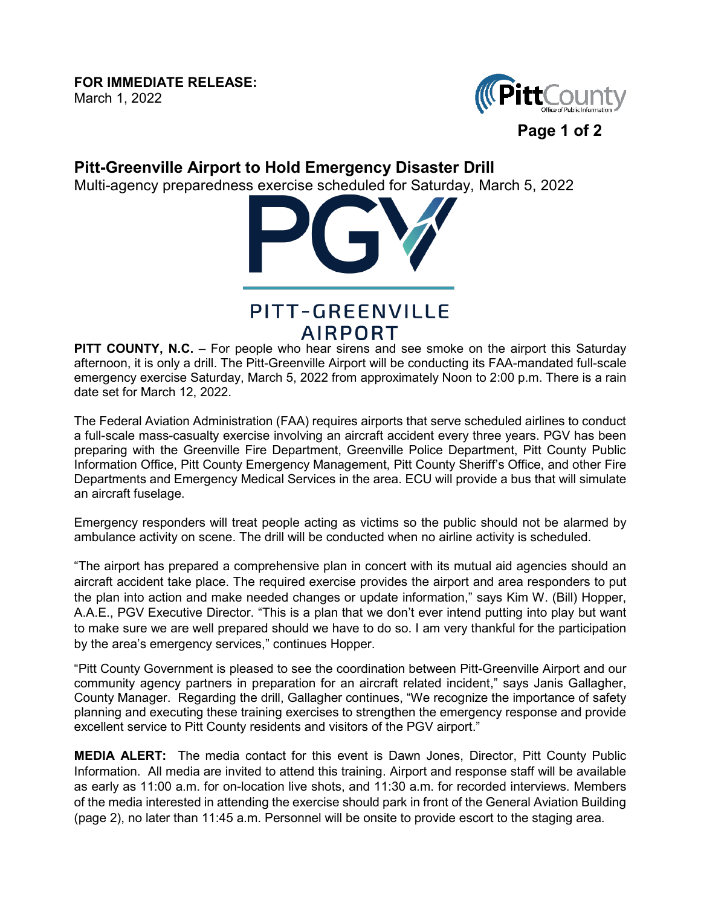**FOR IMMEDIATE RELEASE:**
March 1, 2022

# Pitt-Greenville Airport to Hold Emergency Disaster Drill

Multi-agency preparedness exercise scheduled for Saturday, March 5, 2022

**PITT COUNTY, N.C.** – For people who hear sirens and see smoke on the airport this Saturday afternoon, it is only a drill. The Pitt-Greenville Airport will be conducting its FAA-mandated full-scale emergency exercise Saturday, March 5, 2022 from approximately Noon to 2:00 p.m. There is a rain date set for March 12, 2022.

The Federal Aviation Administration (FAA) requires airports that serve scheduled airlines to conduct a full-scale mass-casualty exercise involving an aircraft accident every three years. PGV has been preparing with the Greenville Fire Department, Greenville Police Department, Pitt County Public Information Office, Pitt County Emergency Management, Pitt County Sheriff's Office, and other Fire Departments and Emergency Medical Services in the area. ECU will provide a bus that will simulate an aircraft fuselage.

Emergency responders will treat people acting as victims so the public should not be alarmed by ambulance activity on scene. The drill will be conducted when no airline activity is scheduled.

"The airport has prepared a comprehensive plan in concert with its mutual aid agencies should an aircraft accident take place. The required exercise provides the airport and area responders to put the plan into action and make needed changes or update information," says Kim W. (Bill) Hopper, A.A.E., PGV Executive Director. "This is a plan that we don't ever intend putting into play but want to make sure we are well prepared should we have to do so. I am very thankful for the participation by the area's emergency services," continues Hopper.

"Pitt County Government is pleased to see the coordination between Pitt-Greenville Airport and our community agency partners in preparation for an aircraft related incident," says Janis Gallagher, County Manager. Regarding the drill, Gallagher continues, "We recognize the importance of safety planning and executing these training exercises to strengthen the emergency response and provide excellent service to Pitt County residents and visitors of the PGV airport."

**MEDIA ALERT:** The media contact for this event is Dawn Jones, Director, Pitt County Public Information. All media are invited to attend this training. Airport and response staff will be available as early as 11:00 a.m. for on-location live shots, and 11:30 a.m. for recorded interviews. Members of the media interested in attending the exercise should park in front of the General Aviation Building (page 2), no later than 11:45 a.m. Personnel will be onsite to provide escort to the staging area.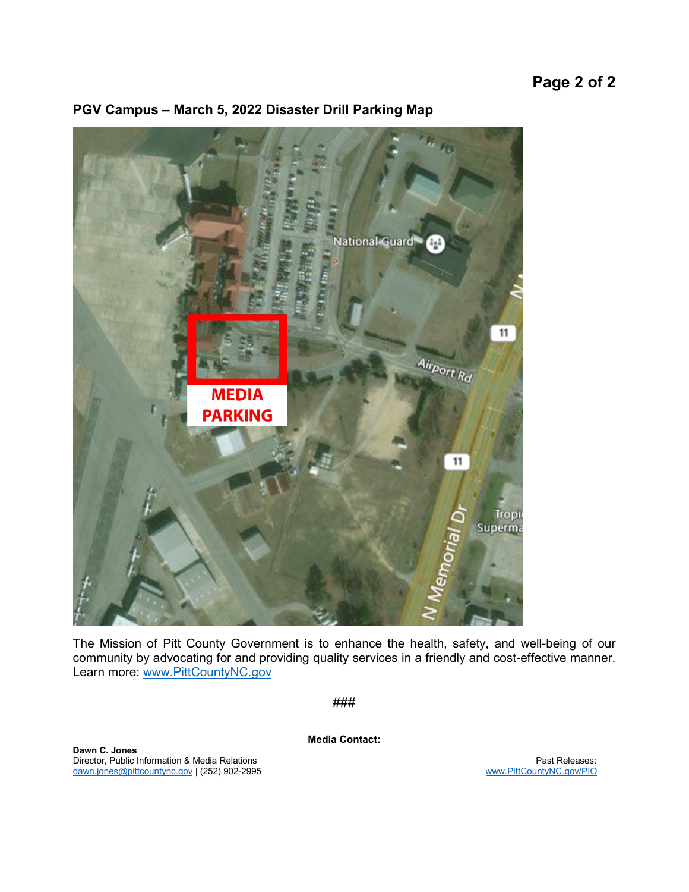## PGV Campus – March 5, 2022 Disaster Drill Parking Map

MEDIA PARKING

National Guard

Airport Rd

11

11

N Memorial Dr

Tropi
Superma

The Mission of Pitt County Government is to enhance the health, safety, and well-being of our community by advocating for and providing quality services in a friendly and cost-effective manner. Learn more: www.PittCountyNC.gov

###

**Media Contact:**

**Dawn C. Jones**
Director, Public Information & Media Relations
dawn.jones@pittcountync.gov | (252) 902-2995

Past Releases:
www.PittCountyNC.gov/PIO